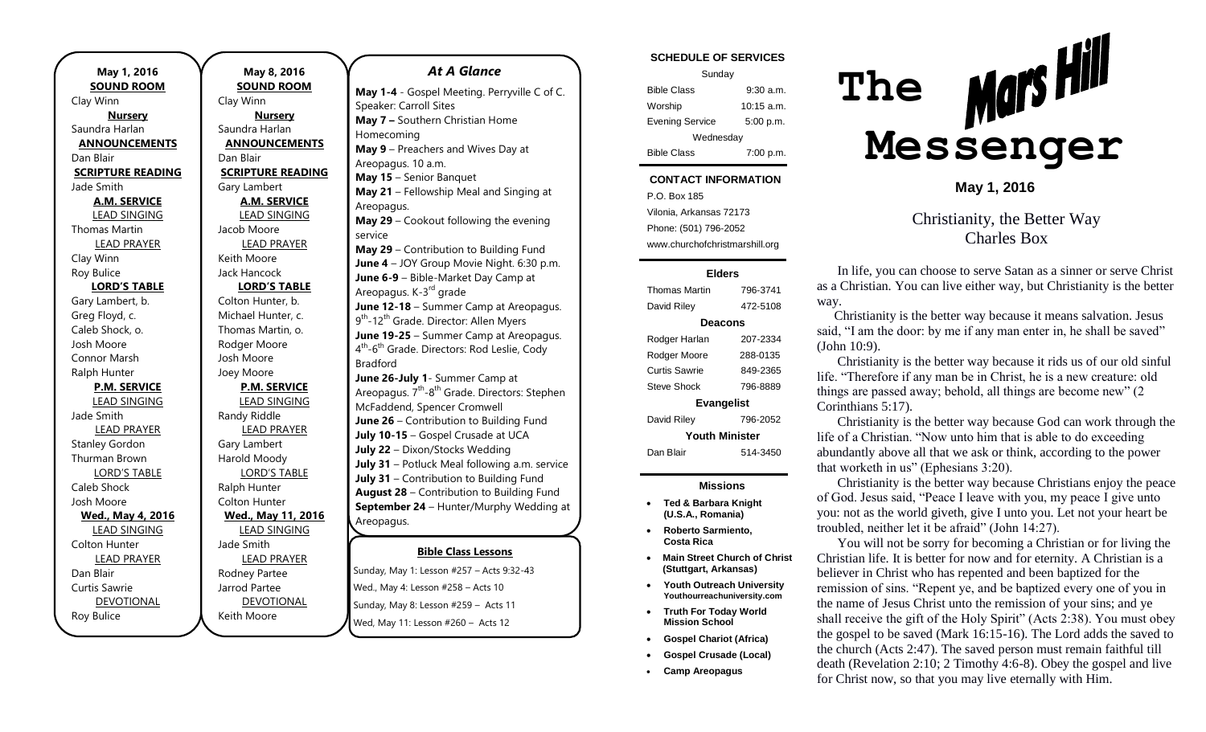**May 1, 2016**
**SOUND ROOM**
Clay Winn
**Nursery**
Saundra Harlan
**ANNOUNCEMENTS**
Dan Blair
**SCRIPTURE READING**
Jade Smith
**A.M. SERVICE**
LEAD SINGING
Thomas Martin
LEAD PRAYER
Clay Winn
Roy Bulice
**LORD'S TABLE**
Gary Lambert, b.
Greg Floyd, c.
Caleb Shock, o.
Josh Moore
Connor Marsh
Ralph Hunter
**P.M. SERVICE**
LEAD SINGING
Jade Smith
LEAD PRAYER
Stanley Gordon
Thurman Brown
LORD'S TABLE
Caleb Shock
Josh Moore
**Wed., May 4, 2016**
LEAD SINGING
Colton Hunter
LEAD PRAYER
Dan Blair
Curtis Sawrie
DEVOTIONAL
Roy Bulice

**May 8, 2016**
**SOUND ROOM**
Clay Winn
**Nursery**
Saundra Harlan
**ANNOUNCEMENTS**
Dan Blair
**SCRIPTURE READING**
Gary Lambert
**A.M. SERVICE**
LEAD SINGING
Jacob Moore
LEAD PRAYER
Keith Moore
Jack Hancock
**LORD'S TABLE**
Colton Hunter, b.
Michael Hunter, c.
Thomas Martin, o.
Rodger Moore
Josh Moore
Joey Moore
**P.M. SERVICE**
LEAD SINGING
Randy Riddle
LEAD PRAYER
Gary Lambert
Harold Moody
LORD'S TABLE
Ralph Hunter
Colton Hunter
**Wed., May 11, 2016**
LEAD SINGING
Jade Smith
LEAD PRAYER
Rodney Partee
Jarrod Partee
DEVOTIONAL
Keith Moore

## *At A Glance*

**May 1-4** - Gospel Meeting. Perryville C of C. Speaker: Carroll Sites
**May 7 –** Southern Christian Home Homecoming
**May 9** – Preachers and Wives Day at Areopagus. 10 a.m.
**May 15** – Senior Banquet
**May 21** – Fellowship Meal and Singing at Areopagus.
**May 29** – Cookout following the evening service
**May 29** – Contribution to Building Fund
**June 4** – JOY Group Movie Night. 6:30 p.m.
**June 6-9** – Bible-Market Day Camp at Areopagus. K-3rd grade
**June 12-18** – Summer Camp at Areopagus. 9th-12th Grade. Director: Allen Myers
**June 19-25** – Summer Camp at Areopagus. 4th-6th Grade. Directors: Rod Leslie, Cody Bradford
**June 26-July 1**- Summer Camp at Areopagus. 7th-8th Grade. Directors: Stephen McFaddend, Spencer Cromwell
**June 26** – Contribution to Building Fund
**July 10-15** – Gospel Crusade at UCA
**July 22** – Dixon/Stocks Wedding
**July 31** – Potluck Meal following a.m. service
**July 31** – Contribution to Building Fund
**August 28** – Contribution to Building Fund
**September 24** – Hunter/Murphy Wedding at Areopagus.

**Bible Class Lessons**

Sunday, May 1: Lesson #257 – Acts 9:32-43
Wed., May 4: Lesson #258 – Acts 10
Sunday, May 8: Lesson #259 – Acts 11
Wed, May 11: Lesson #260 – Acts 12

**SCHEDULE OF SERVICES**

| Sunday | |
|---|---|
| Bible Class | 9:30 a.m. |
| Worship | 10:15 a.m. |
| Evening Service | 5:00 p.m. |
| Wednesday | |
| Bible Class | 7:00 p.m. |

**CONTACT INFORMATION**
P.O. Box 185
Vilonia, Arkansas 72173
Phone: (501) 796-2052
www.churchofchristmarshill.org

**Elders**

| | |
|---|---|
| Thomas Martin | 796-3741 |
| David Riley | 472-5108 |
| **Deacons** | |
| Rodger Harlan | 207-2334 |
| Rodger Moore | 288-0135 |
| Curtis Sawrie | 849-2365 |
| Steve Shock | 796-8889 |
| **Evangelist** | |
| David Riley | 796-2052 |
| **Youth Minister** | |
| Dan Blair | 514-3450 |

**Missions**

- **Ted & Barbara Knight (U.S.A., Romania)**
- **Roberto Sarmiento, Costa Rica**
- **Main Street Church of Christ (Stuttgart, Arkansas)**
- **Youth Outreach University** Youthourreachuniversity.com
- **Truth For Today World Mission School**
- **Gospel Chariot (Africa)**
- **Gospel Crusade (Local)**
- **Camp Areopagus**

# The Mars Hill Messenger

**May 1, 2016**

## Christianity, the Better Way
Charles Box

In life, you can choose to serve Satan as a sinner or serve Christ as a Christian. You can live either way, but Christianity is the better way.

Christianity is the better way because it means salvation. Jesus said, "I am the door: by me if any man enter in, he shall be saved" (John 10:9).

Christianity is the better way because it rids us of our old sinful life. "Therefore if any man be in Christ, he is a new creature: old things are passed away; behold, all things are become new" (2 Corinthians 5:17).

Christianity is the better way because God can work through the life of a Christian. "Now unto him that is able to do exceeding abundantly above all that we ask or think, according to the power that worketh in us" (Ephesians 3:20).

Christianity is the better way because Christians enjoy the peace of God. Jesus said, "Peace I leave with you, my peace I give unto you: not as the world giveth, give I unto you. Let not your heart be troubled, neither let it be afraid" (John 14:27).

You will not be sorry for becoming a Christian or for living the Christian life. It is better for now and for eternity. A Christian is a believer in Christ who has repented and been baptized for the remission of sins. "Repent ye, and be baptized every one of you in the name of Jesus Christ unto the remission of your sins; and ye shall receive the gift of the Holy Spirit" (Acts 2:38). You must obey the gospel to be saved (Mark 16:15-16). The Lord adds the saved to the church (Acts 2:47). The saved person must remain faithful till death (Revelation 2:10; 2 Timothy 4:6-8). Obey the gospel and live for Christ now, so that you may live eternally with Him.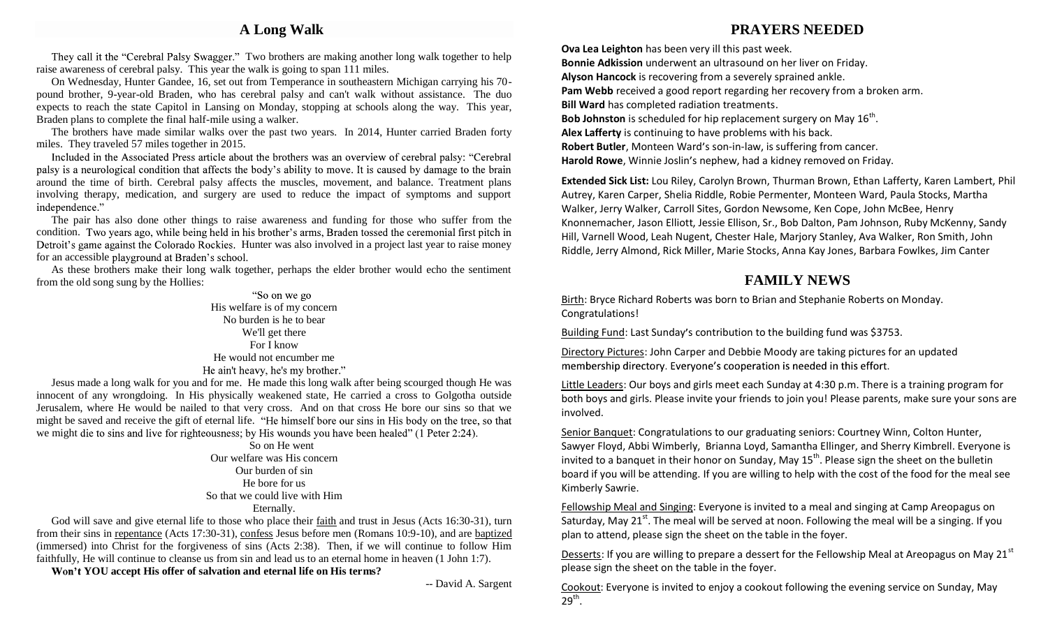## A Long Walk

They call it the "Cerebral Palsy Swagger." Two brothers are making another long walk together to help raise awareness of cerebral palsy. This year the walk is going to span 111 miles.

On Wednesday, Hunter Gandee, 16, set out from Temperance in southeastern Michigan carrying his 70-pound brother, 9-year-old Braden, who has cerebral palsy and can't walk without assistance. The duo expects to reach the state Capitol in Lansing on Monday, stopping at schools along the way. This year, Braden plans to complete the final half-mile using a walker.

The brothers have made similar walks over the past two years. In 2014, Hunter carried Braden forty miles. They traveled 57 miles together in 2015.

Included in the Associated Press article about the brothers was an overview of cerebral palsy: "Cerebral palsy is a neurological condition that affects the body's ability to move. It is caused by damage to the brain around the time of birth. Cerebral palsy affects the muscles, movement, and balance. Treatment plans involving therapy, medication, and surgery are used to reduce the impact of symptoms and support independence."

The pair has also done other things to raise awareness and funding for those who suffer from the condition. Two years ago, while being held in his brother's arms, Braden tossed the ceremonial first pitch in Detroit's game against the Colorado Rockies. Hunter was also involved in a project last year to raise money for an accessible playground at Braden's school.

As these brothers make their long walk together, perhaps the elder brother would echo the sentiment from the old song sung by the Hollies:

"So on we go
His welfare is of my concern
No burden is he to bear
We'll get there
For I know
He would not encumber me
He ain't heavy, he's my brother."

Jesus made a long walk for you and for me. He made this long walk after being scourged though He was innocent of any wrongdoing. In His physically weakened state, He carried a cross to Golgotha outside Jerusalem, where He would be nailed to that very cross. And on that cross He bore our sins so that we might be saved and receive the gift of eternal life. "He himself bore our sins in His body on the tree, so that we might die to sins and live for righteousness; by His wounds you have been healed" (1 Peter 2:24).

So on He went
Our welfare was His concern
Our burden of sin
He bore for us
So that we could live with Him
Eternally.

God will save and give eternal life to those who place their faith and trust in Jesus (Acts 16:30-31), turn from their sins in repentance (Acts 17:30-31), confess Jesus before men (Romans 10:9-10), and are baptized (immersed) into Christ for the forgiveness of sins (Acts 2:38). Then, if we will continue to follow Him faithfully, He will continue to cleanse us from sin and lead us to an eternal home in heaven (1 John 1:7).

**Won't YOU accept His offer of salvation and eternal life on His terms?**

-- David A. Sargent

## PRAYERS NEEDED

**Ova Lea Leighton** has been very ill this past week.
**Bonnie Adkission** underwent an ultrasound on her liver on Friday.
**Alyson Hancock** is recovering from a severely sprained ankle.
**Pam Webb** received a good report regarding her recovery from a broken arm.
**Bill Ward** has completed radiation treatments.
**Bob Johnston** is scheduled for hip replacement surgery on May 16th.
**Alex Lafferty** is continuing to have problems with his back.
**Robert Butler**, Monteen Ward's son-in-law, is suffering from cancer.
**Harold Rowe**, Winnie Joslin's nephew, had a kidney removed on Friday.

**Extended Sick List:** Lou Riley, Carolyn Brown, Thurman Brown, Ethan Lafferty, Karen Lambert, Phil Autrey, Karen Carper, Shelia Riddle, Robie Permenter, Monteen Ward, Paula Stocks, Martha Walker, Jerry Walker, Carroll Sites, Gordon Newsome, Ken Cope, John McBee, Henry Knonnemacher, Jason Elliott, Jessie Ellison, Sr., Bob Dalton, Pam Johnson, Ruby McKenny, Sandy Hill, Varnell Wood, Leah Nugent, Chester Hale, Marjory Stanley, Ava Walker, Ron Smith, John Riddle, Jerry Almond, Rick Miller, Marie Stocks, Anna Kay Jones, Barbara Fowlkes, Jim Canter

## FAMILY NEWS

Birth: Bryce Richard Roberts was born to Brian and Stephanie Roberts on Monday. Congratulations!

Building Fund: Last Sunday's contribution to the building fund was $3753.

Directory Pictures: John Carper and Debbie Moody are taking pictures for an updated membership directory. Everyone's cooperation is needed in this effort.

Little Leaders: Our boys and girls meet each Sunday at 4:30 p.m. There is a training program for both boys and girls. Please invite your friends to join you! Please parents, make sure your sons are involved.

Senior Banquet: Congratulations to our graduating seniors: Courtney Winn, Colton Hunter, Sawyer Floyd, Abbi Wimberly, Brianna Loyd, Samantha Ellinger, and Sherry Kimbrell. Everyone is invited to a banquet in their honor on Sunday, May 15th. Please sign the sheet on the bulletin board if you will be attending. If you are willing to help with the cost of the food for the meal see Kimberly Sawrie.

Fellowship Meal and Singing: Everyone is invited to a meal and singing at Camp Areopagus on Saturday, May 21st. The meal will be served at noon. Following the meal will be a singing. If you plan to attend, please sign the sheet on the table in the foyer.

Desserts: If you are willing to prepare a dessert for the Fellowship Meal at Areopagus on May 21st please sign the sheet on the table in the foyer.

Cookout: Everyone is invited to enjoy a cookout following the evening service on Sunday, May 29th.